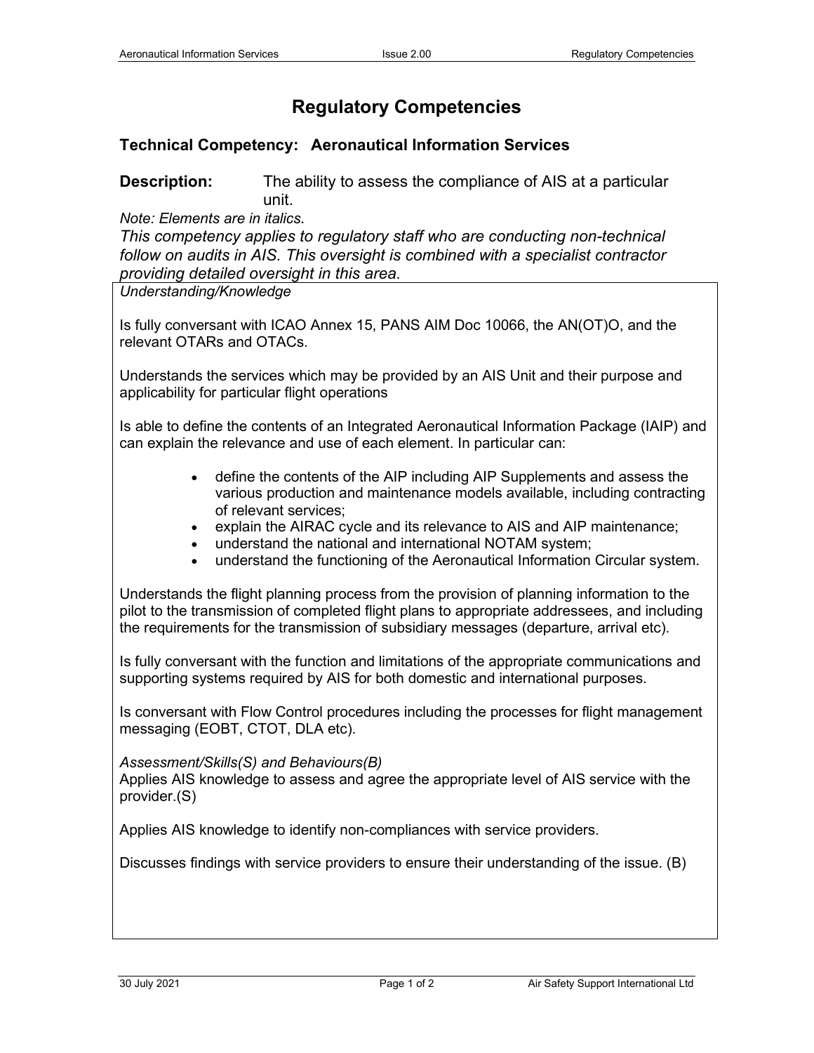# Regulatory Competencies

## Technical Competency: Aeronautical Information Services

**Description:** The ability to assess the compliance of AIS at a particular unit.

*Note: Elements are in italics.*

*This competency applies to regulatory staff who are conducting non-technical follow on audits in AIS. This oversight is combined with a specialist contractor providing detailed oversight in this area.*

*Understanding/Knowledge*

Is fully conversant with ICAO Annex 15, PANS AIM Doc 10066, the AN(OT)O, and the relevant OTARs and OTACs.

Understands the services which may be provided by an AIS Unit and their purpose and applicability for particular flight operations

Is able to define the contents of an Integrated Aeronautical Information Package (IAIP) and can explain the relevance and use of each element. In particular can:

- define the contents of the AIP including AIP Supplements and assess the various production and maintenance models available, including contracting of relevant services;
- explain the AIRAC cycle and its relevance to AIS and AIP maintenance;
- understand the national and international NOTAM system;
- understand the functioning of the Aeronautical Information Circular system.

Understands the flight planning process from the provision of planning information to the pilot to the transmission of completed flight plans to appropriate addressees, and including the requirements for the transmission of subsidiary messages (departure, arrival etc).

Is fully conversant with the function and limitations of the appropriate communications and supporting systems required by AIS for both domestic and international purposes.

Is conversant with Flow Control procedures including the processes for flight management messaging (EOBT, CTOT, DLA etc).

*Assessment/Skills(S) and Behaviours(B)*

Applies AIS knowledge to assess and agree the appropriate level of AIS service with the provider.(S)

Applies AIS knowledge to identify non-compliances with service providers.

Discusses findings with service providers to ensure their understanding of the issue. (B)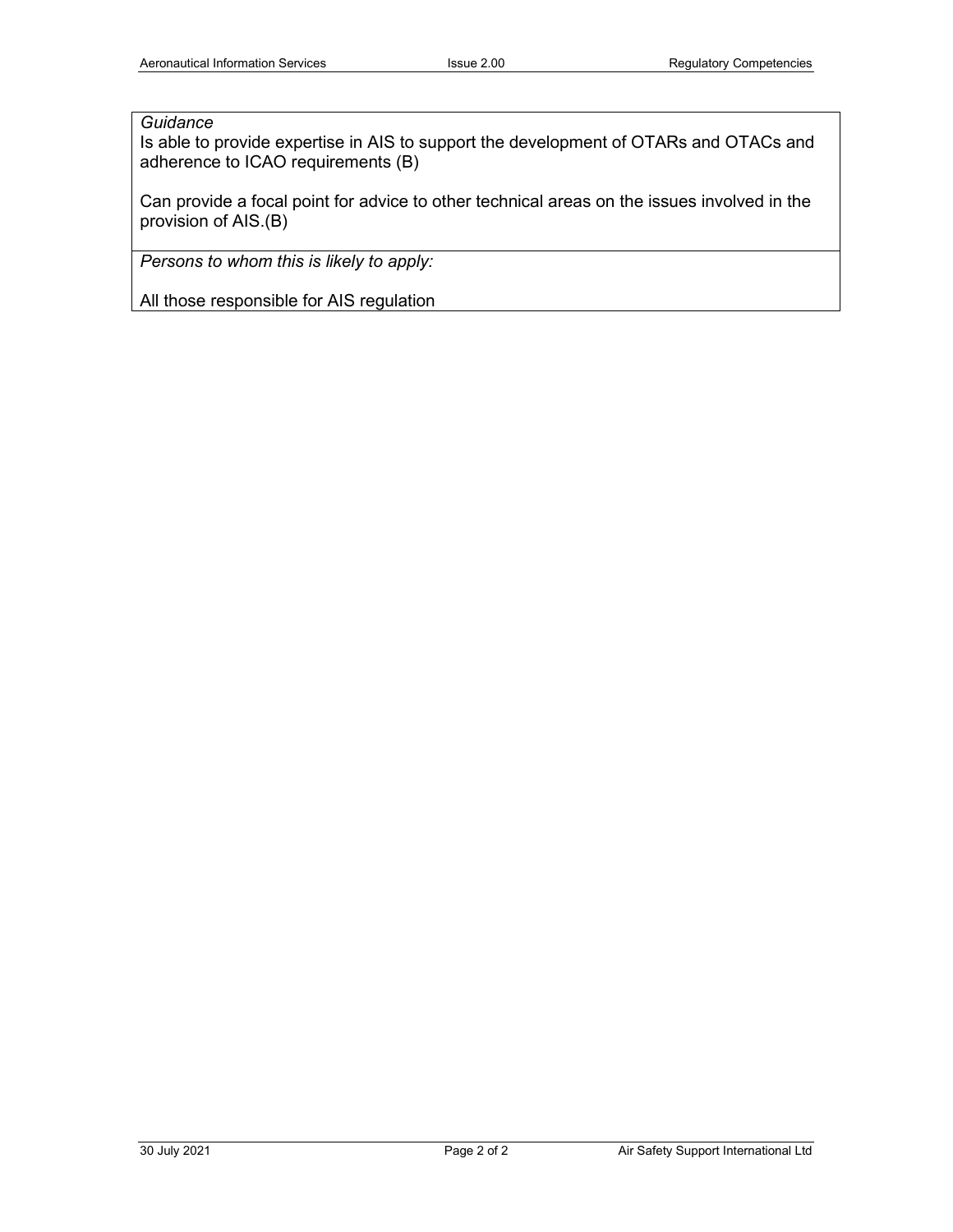*Guidance*

Is able to provide expertise in AIS to support the development of OTARs and OTACs and adherence to ICAO requirements (B)

Can provide a focal point for advice to other technical areas on the issues involved in the provision of AIS.(B)

*Persons to whom this is likely to apply:*

All those responsible for AIS regulation